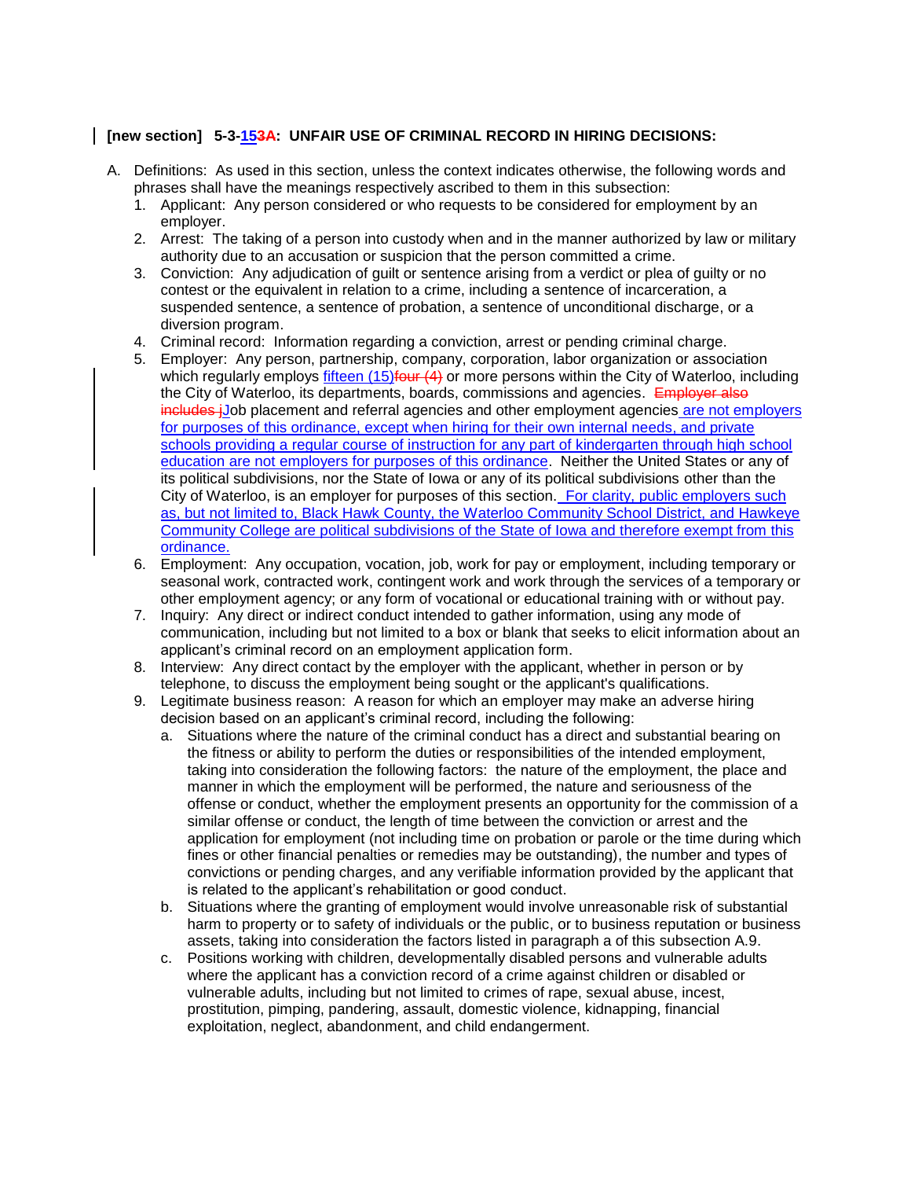**[new section] 5-3-15~~3A~~: UNFAIR USE OF CRIMINAL RECORD IN HIRING DECISIONS:**

A. Definitions: As used in this section, unless the context indicates otherwise, the following words and phrases shall have the meanings respectively ascribed to them in this subsection:

1. Applicant: Any person considered or who requests to be considered for employment by an employer.
2. Arrest: The taking of a person into custody when and in the manner authorized by law or military authority due to an accusation or suspicion that the person committed a crime.
3. Conviction: Any adjudication of guilt or sentence arising from a verdict or plea of guilty or no contest or the equivalent in relation to a crime, including a sentence of incarceration, a suspended sentence, a sentence of probation, a sentence of unconditional discharge, or a diversion program.
4. Criminal record: Information regarding a conviction, arrest or pending criminal charge.
5. Employer: Any person, partnership, company, corporation, labor organization or association which regularly employs fifteen (15)~~four (4)~~ or more persons within the City of Waterloo, including the City of Waterloo, its departments, boards, commissions and agencies. ~~Employer also includes j~~Job placement and referral agencies and other employment agencies are not employers for purposes of this ordinance, except when hiring for their own internal needs, and private schools providing a regular course of instruction for any part of kindergarten through high school education are not employers for purposes of this ordinance. Neither the United States or any of its political subdivisions, nor the State of Iowa or any of its political subdivisions other than the City of Waterloo, is an employer for purposes of this section. For clarity, public employers such as, but not limited to, Black Hawk County, the Waterloo Community School District, and Hawkeye Community College are political subdivisions of the State of Iowa and therefore exempt from this ordinance.
6. Employment: Any occupation, vocation, job, work for pay or employment, including temporary or seasonal work, contracted work, contingent work and work through the services of a temporary or other employment agency; or any form of vocational or educational training with or without pay.
7. Inquiry: Any direct or indirect conduct intended to gather information, using any mode of communication, including but not limited to a box or blank that seeks to elicit information about an applicant's criminal record on an employment application form.
8. Interview: Any direct contact by the employer with the applicant, whether in person or by telephone, to discuss the employment being sought or the applicant's qualifications.
9. Legitimate business reason: A reason for which an employer may make an adverse hiring decision based on an applicant's criminal record, including the following:
   a. Situations where the nature of the criminal conduct has a direct and substantial bearing on the fitness or ability to perform the duties or responsibilities of the intended employment, taking into consideration the following factors: the nature of the employment, the place and manner in which the employment will be performed, the nature and seriousness of the offense or conduct, whether the employment presents an opportunity for the commission of a similar offense or conduct, the length of time between the conviction or arrest and the application for employment (not including time on probation or parole or the time during which fines or other financial penalties or remedies may be outstanding), the number and types of convictions or pending charges, and any verifiable information provided by the applicant that is related to the applicant's rehabilitation or good conduct.
   b. Situations where the granting of employment would involve unreasonable risk of substantial harm to property or to safety of individuals or the public, or to business reputation or business assets, taking into consideration the factors listed in paragraph a of this subsection A.9.
   c. Positions working with children, developmentally disabled persons and vulnerable adults where the applicant has a conviction record of a crime against children or disabled or vulnerable adults, including but not limited to crimes of rape, sexual abuse, incest, prostitution, pimping, pandering, assault, domestic violence, kidnapping, financial exploitation, neglect, abandonment, and child endangerment.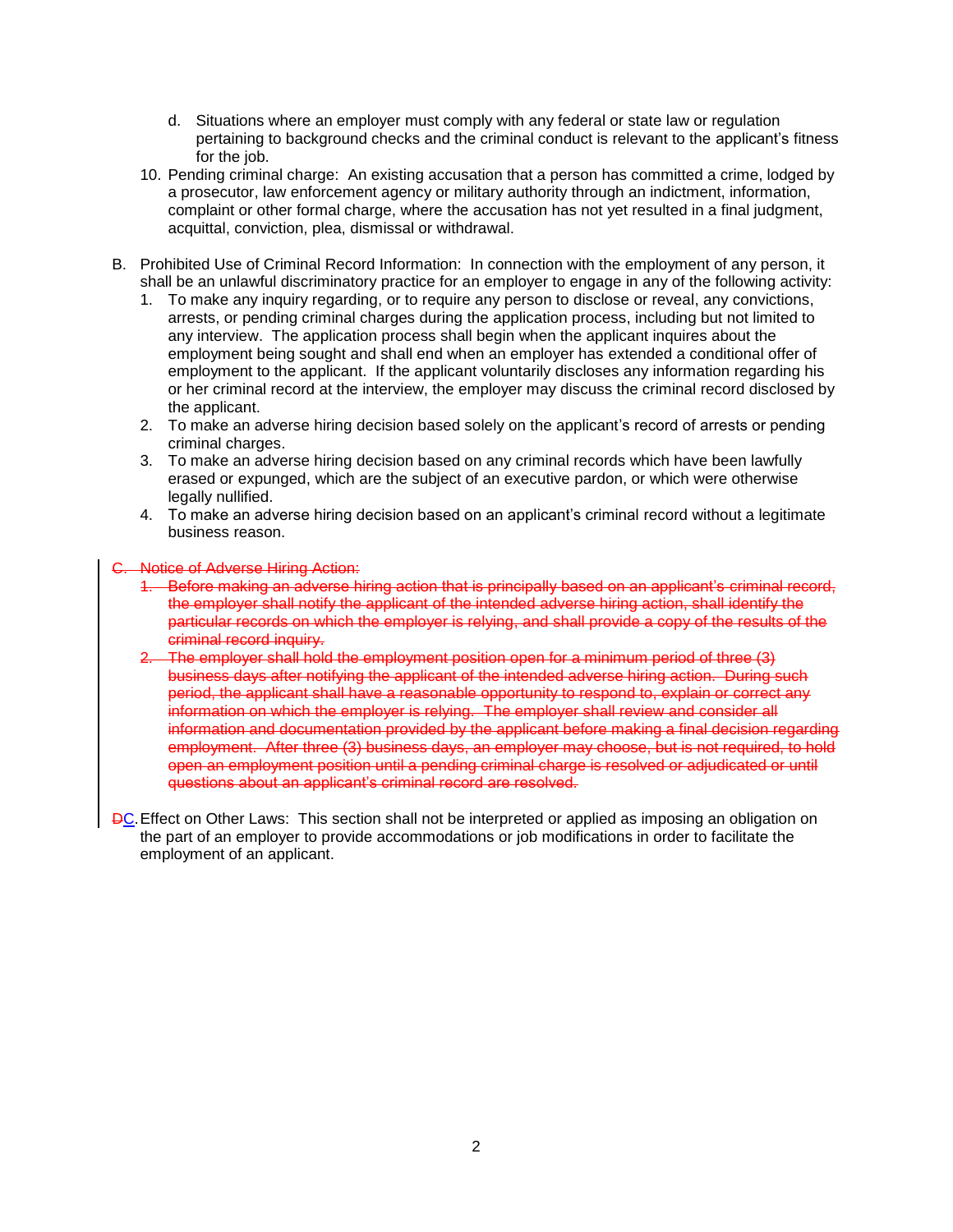d. Situations where an employer must comply with any federal or state law or regulation pertaining to background checks and the criminal conduct is relevant to the applicant's fitness for the job.

10. Pending criminal charge: An existing accusation that a person has committed a crime, lodged by a prosecutor, law enforcement agency or military authority through an indictment, information, complaint or other formal charge, where the accusation has not yet resulted in a final judgment, acquittal, conviction, plea, dismissal or withdrawal.

B. Prohibited Use of Criminal Record Information: In connection with the employment of any person, it shall be an unlawful discriminatory practice for an employer to engage in any of the following activity:

1. To make any inquiry regarding, or to require any person to disclose or reveal, any convictions, arrests, or pending criminal charges during the application process, including but not limited to any interview. The application process shall begin when the applicant inquires about the employment being sought and shall end when an employer has extended a conditional offer of employment to the applicant. If the applicant voluntarily discloses any information regarding his or her criminal record at the interview, the employer may discuss the criminal record disclosed by the applicant.
2. To make an adverse hiring decision based solely on the applicant's record of arrests or pending criminal charges.
3. To make an adverse hiring decision based on any criminal records which have been lawfully erased or expunged, which are the subject of an executive pardon, or which were otherwise legally nullified.
4. To make an adverse hiring decision based on an applicant's criminal record without a legitimate business reason.

~~C. Notice of Adverse Hiring Action:~~

~~1. Before making an adverse hiring action that is principally based on an applicant's criminal record, the employer shall notify the applicant of the intended adverse hiring action, shall identify the particular records on which the employer is relying, and shall provide a copy of the results of the criminal record inquiry.~~

~~2. The employer shall hold the employment position open for a minimum period of three (3) business days after notifying the applicant of the intended adverse hiring action. During such period, the applicant shall have a reasonable opportunity to respond to, explain or correct any information on which the employer is relying. The employer shall review and consider all information and documentation provided by the applicant before making a final decision regarding employment. After three (3) business days, an employer may choose, but is not required, to hold open an employment position until a pending criminal charge is resolved or adjudicated or until questions about an applicant's criminal record are resolved.~~

~~D~~C. Effect on Other Laws: This section shall not be interpreted or applied as imposing an obligation on the part of an employer to provide accommodations or job modifications in order to facilitate the employment of an applicant.